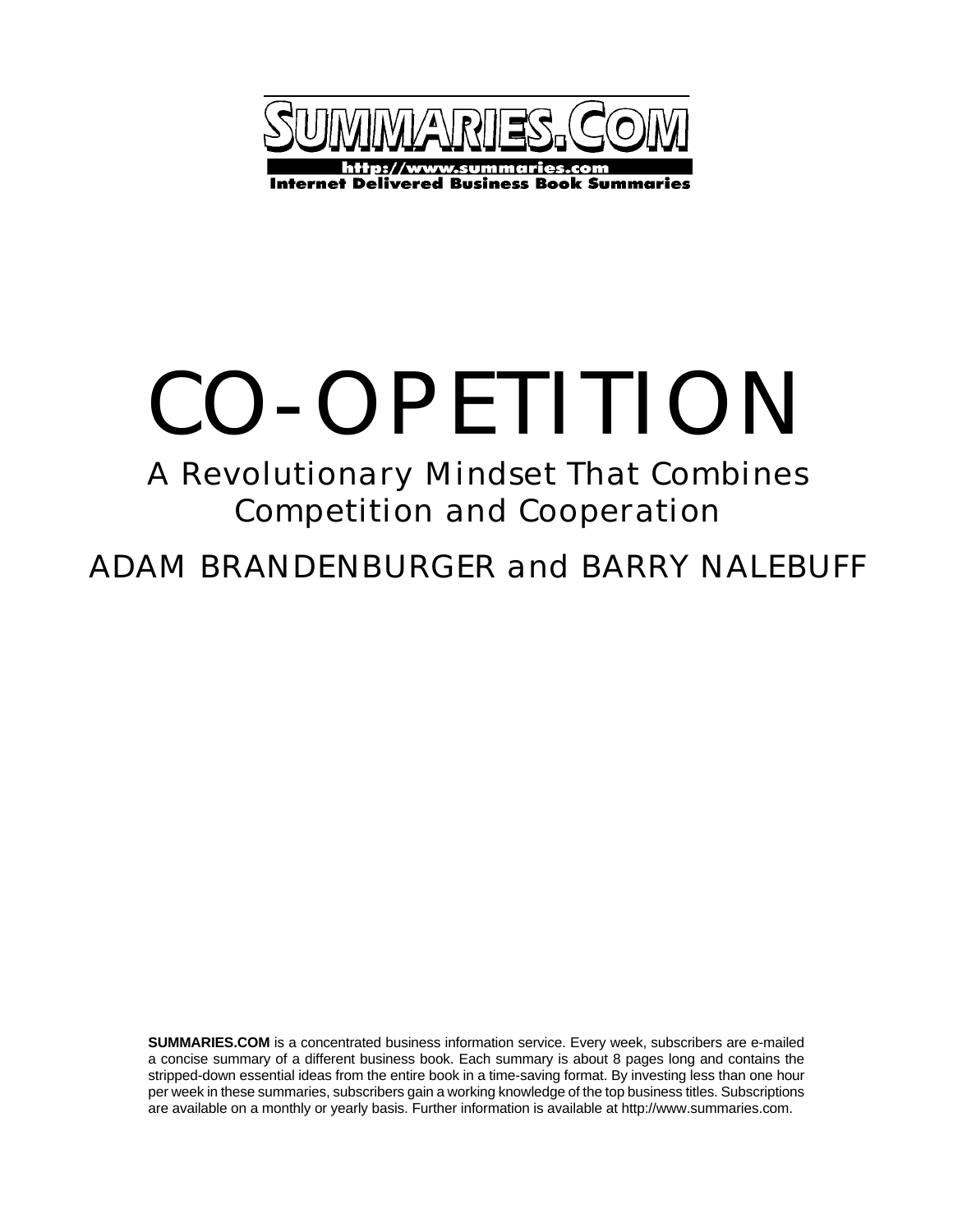SUMMARIES.COM

http://www.summaries.com

Internet Delivered Business Book Summaries

# CO-OPETITION

## A Revolutionary Mindset That Combines Competition and Cooperation

ADAM BRANDENBURGER and BARRY NALEBUFF

**SUMMARIES.COM** is a concentrated business information service. Every week, subscribers are e-mailed a concise summary of a different business book. Each summary is about 8 pages long and contains the stripped-down essential ideas from the entire book in a time-saving format. By investing less than one hour per week in these summaries, subscribers gain a working knowledge of the top business titles. Subscriptions are available on a monthly or yearly basis. Further information is available at http://www.summaries.com.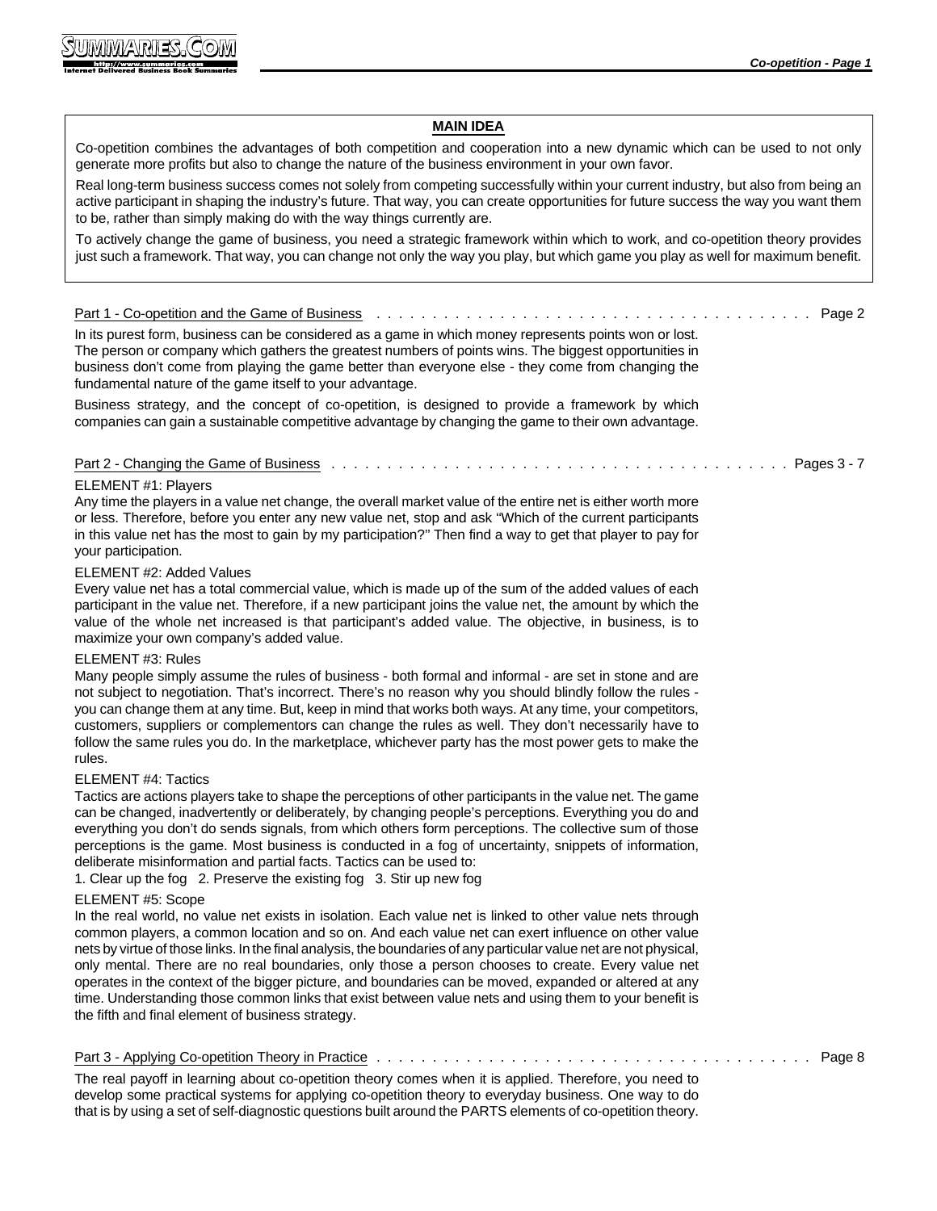## MAIN IDEA

Co-opetition combines the advantages of both competition and cooperation into a new dynamic which can be used to not only generate more profits but also to change the nature of the business environment in your own favor.

Real long-term business success comes not solely from competing successfully within your current industry, but also from being an active participant in shaping the industry's future. That way, you can create opportunities for future success the way you want them to be, rather than simply making do with the way things currently are.

To actively change the game of business, you need a strategic framework within which to work, and co-opetition theory provides just such a framework. That way, you can change not only the way you play, but which game you play as well for maximum benefit.

### Part 1 - Co-opetition and the Game of Business . . . . . Page 2

In its purest form, business can be considered as a game in which money represents points won or lost. The person or company which gathers the greatest numbers of points wins. The biggest opportunities in business don't come from playing the game better than everyone else - they come from changing the fundamental nature of the game itself to your advantage.

Business strategy, and the concept of co-opetition, is designed to provide a framework by which companies can gain a sustainable competitive advantage by changing the game to their own advantage.

### Part 2 - Changing the Game of Business . . . . . Pages 3 - 7

ELEMENT #1: Players

Any time the players in a value net change, the overall market value of the entire net is either worth more or less. Therefore, before you enter any new value net, stop and ask "Which of the current participants in this value net has the most to gain by my participation?" Then find a way to get that player to pay for your participation.

ELEMENT #2: Added Values

Every value net has a total commercial value, which is made up of the sum of the added values of each participant in the value net. Therefore, if a new participant joins the value net, the amount by which the value of the whole net increased is that participant's added value. The objective, in business, is to maximize your own company's added value.

ELEMENT #3: Rules

Many people simply assume the rules of business - both formal and informal - are set in stone and are not subject to negotiation. That's incorrect. There's no reason why you should blindly follow the rules - you can change them at any time. But, keep in mind that works both ways. At any time, your competitors, customers, suppliers or complementors can change the rules as well. They don't necessarily have to follow the same rules you do. In the marketplace, whichever party has the most power gets to make the rules.

ELEMENT #4: Tactics

Tactics are actions players take to shape the perceptions of other participants in the value net. The game can be changed, inadvertently or deliberately, by changing people's perceptions. Everything you do and everything you don't do sends signals, from which others form perceptions. The collective sum of those perceptions is the game. Most business is conducted in a fog of uncertainty, snippets of information, deliberate misinformation and partial facts. Tactics can be used to:

1. Clear up the fog 2. Preserve the existing fog 3. Stir up new fog

ELEMENT #5: Scope

In the real world, no value net exists in isolation. Each value net is linked to other value nets through common players, a common location and so on. And each value net can exert influence on other value nets by virtue of those links. In the final analysis, the boundaries of any particular value net are not physical, only mental. There are no real boundaries, only those a person chooses to create. Every value net operates in the context of the bigger picture, and boundaries can be moved, expanded or altered at any time. Understanding those common links that exist between value nets and using them to your benefit is the fifth and final element of business strategy.

### Part 3 - Applying Co-opetition Theory in Practice . . . . . Page 8

The real payoff in learning about co-opetition theory comes when it is applied. Therefore, you need to develop some practical systems for applying co-opetition theory to everyday business. One way to do that is by using a set of self-diagnostic questions built around the PARTS elements of co-opetition theory.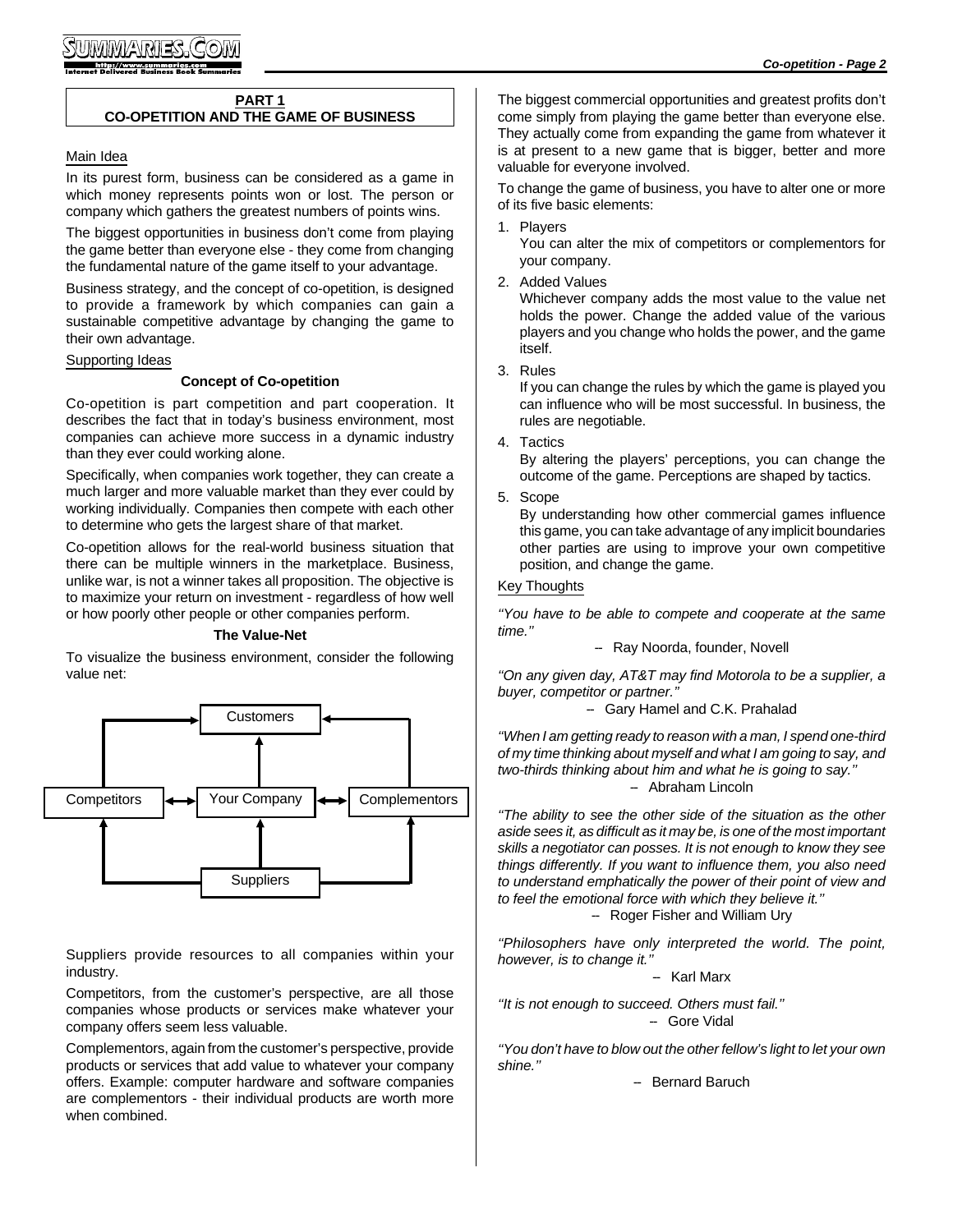## PART 1
## CO-OPETITION AND THE GAME OF BUSINESS

### Main Idea

In its purest form, business can be considered as a game in which money represents points won or lost. The person or company which gathers the greatest numbers of points wins.

The biggest opportunities in business don't come from playing the game better than everyone else - they come from changing the fundamental nature of the game itself to your advantage.

Business strategy, and the concept of co-opetition, is designed to provide a framework by which companies can gain a sustainable competitive advantage by changing the game to their own advantage.

### Supporting Ideas

**Concept of Co-opetition**

Co-opetition is part competition and part cooperation. It describes the fact that in today's business environment, most companies can achieve more success in a dynamic industry than they ever could working alone.

Specifically, when companies work together, they can create a much larger and more valuable market than they ever could by working individually. Companies then compete with each other to determine who gets the largest share of that market.

Co-opetition allows for the real-world business situation that there can be multiple winners in the marketplace. Business, unlike war, is not a winner takes all proposition. The objective is to maximize your return on investment - regardless of how well or how poorly other people or other companies perform.

**The Value-Net**

To visualize the business environment, consider the following value net:

```
                 Customers
        ^            ^            ^
        |            |            |
Competitors <-> Your Company <-> Complementors
        ^            ^            ^
        |            |            |
                 Suppliers
```

Suppliers provide resources to all companies within your industry.

Competitors, from the customer's perspective, are all those companies whose products or services make whatever your company offers seem less valuable.

Complementors, again from the customer's perspective, provide products or services that add value to whatever your company offers. Example: computer hardware and software companies are complementors - their individual products are worth more when combined.

The biggest commercial opportunities and greatest profits don't come simply from playing the game better than everyone else. They actually come from expanding the game from whatever it is at present to a new game that is bigger, better and more valuable for everyone involved.

To change the game of business, you have to alter one or more of its five basic elements:

1. Players
   You can alter the mix of competitors or complementors for your company.
2. Added Values
   Whichever company adds the most value to the value net holds the power. Change the added value of the various players and you change who holds the power, and the game itself.
3. Rules
   If you can change the rules by which the game is played you can influence who will be most successful. In business, the rules are negotiable.
4. Tactics
   By altering the players' perceptions, you can change the outcome of the game. Perceptions are shaped by tactics.
5. Scope
   By understanding how other commercial games influence this game, you can take advantage of any implicit boundaries other parties are using to improve your own competitive position, and change the game.

### Key Thoughts

*"You have to be able to compete and cooperate at the same time."*

– Ray Noorda, founder, Novell

*"On any given day, AT&T may find Motorola to be a supplier, a buyer, competitor or partner."*

– Gary Hamel and C.K. Prahalad

*"When I am getting ready to reason with a man, I spend one-third of my time thinking about myself and what I am going to say, and two-thirds thinking about him and what he is going to say."*

– Abraham Lincoln

*"The ability to see the other side of the situation as the other aside sees it, as difficult as it may be, is one of the most important skills a negotiator can posses. It is not enough to know they see things differently. If you want to influence them, you also need to understand emphatically the power of their point of view and to feel the emotional force with which they believe it."*

– Roger Fisher and William Ury

*"Philosophers have only interpreted the world. The point, however, is to change it."*

– Karl Marx

*"It is not enough to succeed. Others must fail."*

– Gore Vidal

*"You don't have to blow out the other fellow's light to let your own shine."*

– Bernard Baruch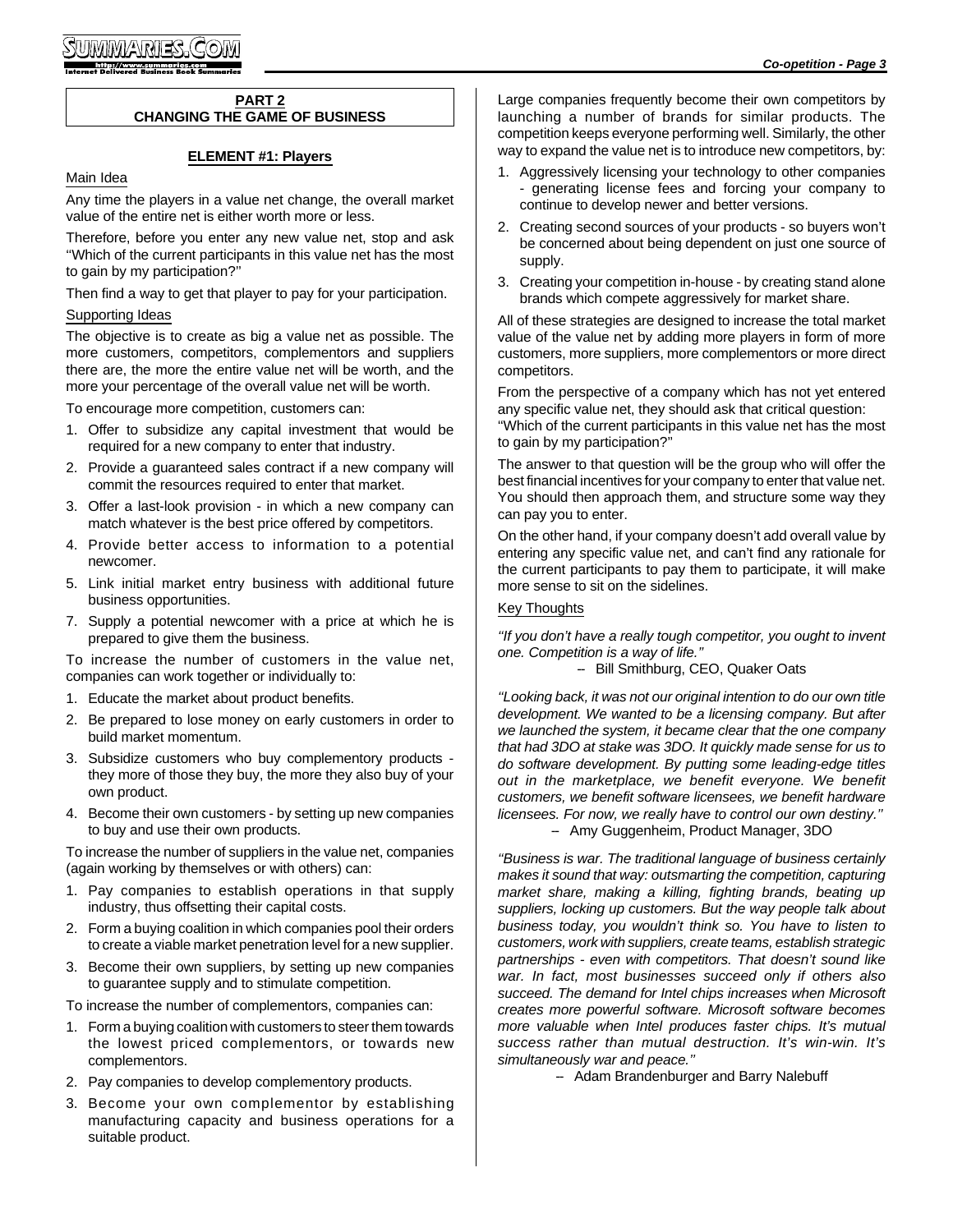## PART 2
## CHANGING THE GAME OF BUSINESS

### ELEMENT #1: Players

Main Idea

Any time the players in a value net change, the overall market value of the entire net is either worth more or less.

Therefore, before you enter any new value net, stop and ask "Which of the current participants in this value net has the most to gain by my participation?"

Then find a way to get that player to pay for your participation.

Supporting Ideas

The objective is to create as big a value net as possible. The more customers, competitors, complementors and suppliers there are, the more the entire value net will be worth, and the more your percentage of the overall value net will be worth.

To encourage more competition, customers can:

1. Offer to subsidize any capital investment that would be required for a new company to enter that industry.
2. Provide a guaranteed sales contract if a new company will commit the resources required to enter that market.
3. Offer a last-look provision - in which a new company can match whatever is the best price offered by competitors.
4. Provide better access to information to a potential newcomer.
5. Link initial market entry business with additional future business opportunities.
7. Supply a potential newcomer with a price at which he is prepared to give them the business.

To increase the number of customers in the value net, companies can work together or individually to:

1. Educate the market about product benefits.
2. Be prepared to lose money on early customers in order to build market momentum.
3. Subsidize customers who buy complementory products - they more of those they buy, the more they also buy of your own product.
4. Become their own customers - by setting up new companies to buy and use their own products.

To increase the number of suppliers in the value net, companies (again working by themselves or with others) can:

1. Pay companies to establish operations in that supply industry, thus offsetting their capital costs.
2. Form a buying coalition in which companies pool their orders to create a viable market penetration level for a new supplier.
3. Become their own suppliers, by setting up new companies to guarantee supply and to stimulate competition.

To increase the number of complementors, companies can:

1. Form a buying coalition with customers to steer them towards the lowest priced complementors, or towards new complementors.
2. Pay companies to develop complementory products.
3. Become your own complementor by establishing manufacturing capacity and business operations for a suitable product.

Large companies frequently become their own competitors by launching a number of brands for similar products. The competition keeps everyone performing well. Similarly, the other way to expand the value net is to introduce new competitors, by:

1. Aggressively licensing your technology to other companies - generating license fees and forcing your company to continue to develop newer and better versions.
2. Creating second sources of your products - so buyers won't be concerned about being dependent on just one source of supply.
3. Creating your competition in-house - by creating stand alone brands which compete aggressively for market share.

All of these strategies are designed to increase the total market value of the value net by adding more players in form of more customers, more suppliers, more complementors or more direct competitors.

From the perspective of a company which has not yet entered any specific value net, they should ask that critical question: "Which of the current participants in this value net has the most to gain by my participation?"

The answer to that question will be the group who will offer the best financial incentives for your company to enter that value net. You should then approach them, and structure some way they can pay you to enter.

On the other hand, if your company doesn't add overall value by entering any specific value net, and can't find any rationale for the current participants to pay them to participate, it will make more sense to sit on the sidelines.

Key Thoughts

*"If you don't have a really tough competitor, you ought to invent one. Competition is a way of life."*

– Bill Smithburg, CEO, Quaker Oats

*"Looking back, it was not our original intention to do our own title development. We wanted to be a licensing company. But after we launched the system, it became clear that the one company that had 3DO at stake was 3DO. It quickly made sense for us to do software development. By putting some leading-edge titles out in the marketplace, we benefit everyone. We benefit customers, we benefit software licensees, we benefit hardware licensees. For now, we really have to control our own destiny."*

– Amy Guggenheim, Product Manager, 3DO

*"Business is war. The traditional language of business certainly makes it sound that way: outsmarting the competition, capturing market share, making a killing, fighting brands, beating up suppliers, locking up customers. But the way people talk about business today, you wouldn't think so. You have to listen to customers, work with suppliers, create teams, establish strategic partnerships - even with competitors. That doesn't sound like war. In fact, most businesses succeed only if others also succeed. The demand for Intel chips increases when Microsoft creates more powerful software. Microsoft software becomes more valuable when Intel produces faster chips. It's mutual success rather than mutual destruction. It's win-win. It's simultaneously war and peace."*

– Adam Brandenburger and Barry Nalebuff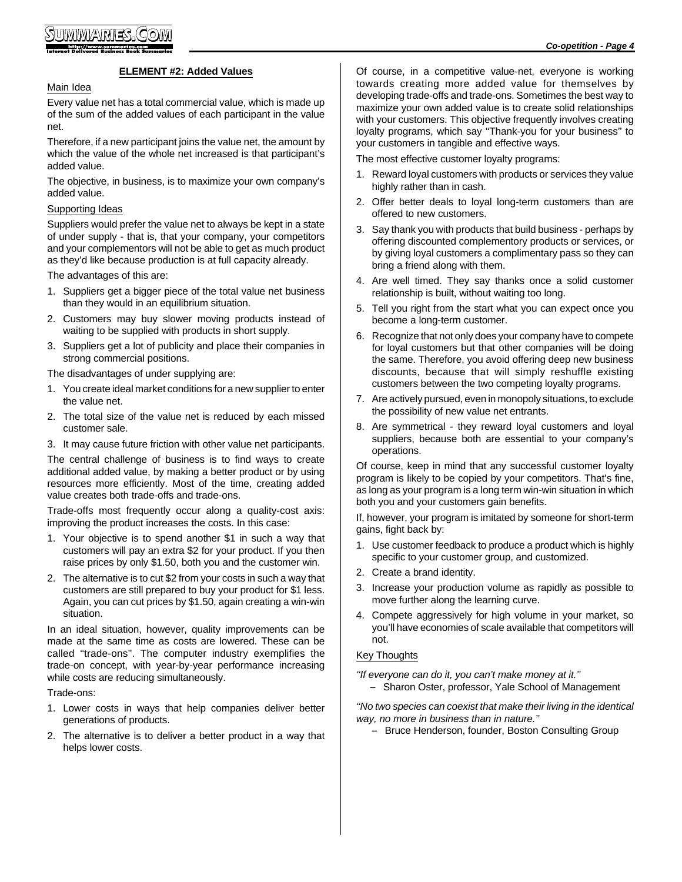## ELEMENT #2: Added Values

Main Idea

Every value net has a total commercial value, which is made up of the sum of the added values of each participant in the value net.

Therefore, if a new participant joins the value net, the amount by which the value of the whole net increased is that participant's added value.

The objective, in business, is to maximize your own company's added value.

Supporting Ideas

Suppliers would prefer the value net to always be kept in a state of under supply - that is, that your company, your competitors and your complementors will not be able to get as much product as they'd like because production is at full capacity already.

The advantages of this are:

1. Suppliers get a bigger piece of the total value net business than they would in an equilibrium situation.
2. Customers may buy slower moving products instead of waiting to be supplied with products in short supply.
3. Suppliers get a lot of publicity and place their companies in strong commercial positions.

The disadvantages of under supplying are:

1. You create ideal market conditions for a new supplier to enter the value net.
2. The total size of the value net is reduced by each missed customer sale.
3. It may cause future friction with other value net participants.

The central challenge of business is to find ways to create additional added value, by making a better product or by using resources more efficiently. Most of the time, creating added value creates both trade-offs and trade-ons.

Trade-offs most frequently occur along a quality-cost axis: improving the product increases the costs. In this case:

1. Your objective is to spend another $1 in such a way that customers will pay an extra $2 for your product. If you then raise prices by only $1.50, both you and the customer win.
2. The alternative is to cut $2 from your costs in such a way that customers are still prepared to buy your product for $1 less. Again, you can cut prices by $1.50, again creating a win-win situation.

In an ideal situation, however, quality improvements can be made at the same time as costs are lowered. These can be called "trade-ons". The computer industry exemplifies the trade-on concept, with year-by-year performance increasing while costs are reducing simultaneously.

Trade-ons:

1. Lower costs in ways that help companies deliver better generations of products.
2. The alternative is to deliver a better product in a way that helps lower costs.

Of course, in a competitive value-net, everyone is working towards creating more added value for themselves by developing trade-offs and trade-ons. Sometimes the best way to maximize your own added value is to create solid relationships with your customers. This objective frequently involves creating loyalty programs, which say "Thank-you for your business" to your customers in tangible and effective ways.

The most effective customer loyalty programs:

1. Reward loyal customers with products or services they value highly rather than in cash.
2. Offer better deals to loyal long-term customers than are offered to new customers.
3. Say thank you with products that build business - perhaps by offering discounted complementory products or services, or by giving loyal customers a complimentary pass so they can bring a friend along with them.
4. Are well timed. They say thanks once a solid customer relationship is built, without waiting too long.
5. Tell you right from the start what you can expect once you become a long-term customer.
6. Recognize that not only does your company have to compete for loyal customers but that other companies will be doing the same. Therefore, you avoid offering deep new business discounts, because that will simply reshuffle existing customers between the two competing loyalty programs.
7. Are actively pursued, even in monopoly situations, to exclude the possibility of new value net entrants.
8. Are symmetrical - they reward loyal customers and loyal suppliers, because both are essential to your company's operations.

Of course, keep in mind that any successful customer loyalty program is likely to be copied by your competitors. That's fine, as long as your program is a long term win-win situation in which both you and your customers gain benefits.

If, however, your program is imitated by someone for short-term gains, fight back by:

1. Use customer feedback to produce a product which is highly specific to your customer group, and customized.
2. Create a brand identity.
3. Increase your production volume as rapidly as possible to move further along the learning curve.
4. Compete aggressively for high volume in your market, so you'll have economies of scale available that competitors will not.

Key Thoughts

*"If everyone can do it, you can't make money at it."*
– Sharon Oster, professor, Yale School of Management

*"No two species can coexist that make their living in the identical way, no more in business than in nature."*
– Bruce Henderson, founder, Boston Consulting Group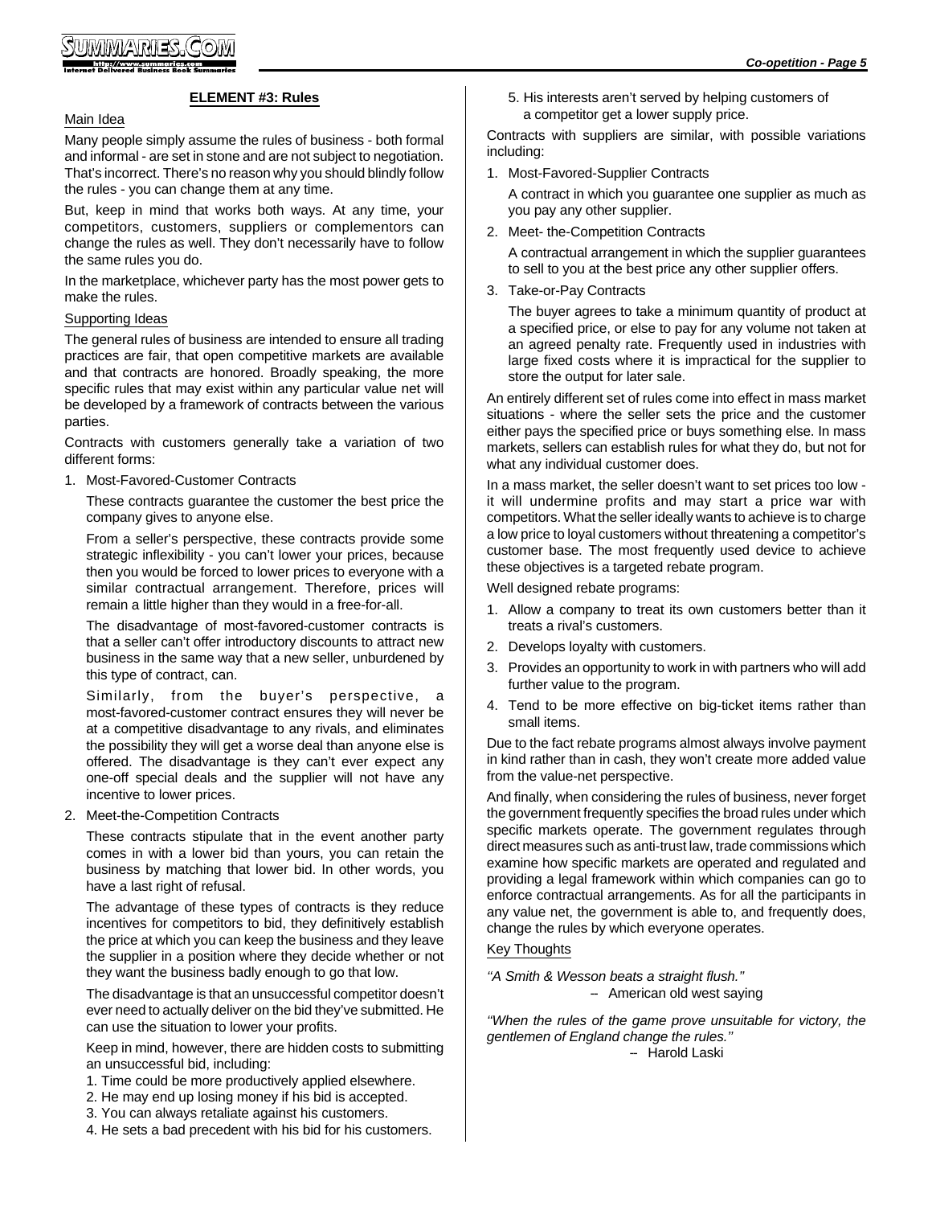## ELEMENT #3: Rules

Main Idea

Many people simply assume the rules of business - both formal and informal - are set in stone and are not subject to negotiation. That's incorrect. There's no reason why you should blindly follow the rules - you can change them at any time.

But, keep in mind that works both ways. At any time, your competitors, customers, suppliers or complementors can change the rules as well. They don't necessarily have to follow the same rules you do.

In the marketplace, whichever party has the most power gets to make the rules.

Supporting Ideas

The general rules of business are intended to ensure all trading practices are fair, that open competitive markets are available and that contracts are honored. Broadly speaking, the more specific rules that may exist within any particular value net will be developed by a framework of contracts between the various parties.

Contracts with customers generally take a variation of two different forms:

1. Most-Favored-Customer Contracts

   These contracts guarantee the customer the best price the company gives to anyone else.

   From a seller's perspective, these contracts provide some strategic inflexibility - you can't lower your prices, because then you would be forced to lower prices to everyone with a similar contractual arrangement. Therefore, prices will remain a little higher than they would in a free-for-all.

   The disadvantage of most-favored-customer contracts is that a seller can't offer introductory discounts to attract new business in the same way that a new seller, unburdened by this type of contract, can.

   Similarly, from the buyer's perspective, a most-favored-customer contract ensures they will never be at a competitive disadvantage to any rivals, and eliminates the possibility they will get a worse deal than anyone else is offered. The disadvantage is they can't ever expect any one-off special deals and the supplier will not have any incentive to lower prices.

2. Meet-the-Competition Contracts

   These contracts stipulate that in the event another party comes in with a lower bid than yours, you can retain the business by matching that lower bid. In other words, you have a last right of refusal.

   The advantage of these types of contracts is they reduce incentives for competitors to bid, they definitively establish the price at which you can keep the business and they leave the supplier in a position where they decide whether or not they want the business badly enough to go that low.

   The disadvantage is that an unsuccessful competitor doesn't ever need to actually deliver on the bid they've submitted. He can use the situation to lower your profits.

   Keep in mind, however, there are hidden costs to submitting an unsuccessful bid, including:

   1. Time could be more productively applied elsewhere.
   2. He may end up losing money if his bid is accepted.
   3. You can always retaliate against his customers.
   4. He sets a bad precedent with his bid for his customers.
   5. His interests aren't served by helping customers of a competitor get a lower supply price.

Contracts with suppliers are similar, with possible variations including:

1. Most-Favored-Supplier Contracts

   A contract in which you guarantee one supplier as much as you pay any other supplier.

2. Meet- the-Competition Contracts

   A contractual arrangement in which the supplier guarantees to sell to you at the best price any other supplier offers.

3. Take-or-Pay Contracts

   The buyer agrees to take a minimum quantity of product at a specified price, or else to pay for any volume not taken at an agreed penalty rate. Frequently used in industries with large fixed costs where it is impractical for the supplier to store the output for later sale.

An entirely different set of rules come into effect in mass market situations - where the seller sets the price and the customer either pays the specified price or buys something else. In mass markets, sellers can establish rules for what they do, but not for what any individual customer does.

In a mass market, the seller doesn't want to set prices too low - it will undermine profits and may start a price war with competitors. What the seller ideally wants to achieve is to charge a low price to loyal customers without threatening a competitor's customer base. The most frequently used device to achieve these objectives is a targeted rebate program.

Well designed rebate programs:

1. Allow a company to treat its own customers better than it treats a rival's customers.
2. Develops loyalty with customers.
3. Provides an opportunity to work in with partners who will add further value to the program.
4. Tend to be more effective on big-ticket items rather than small items.

Due to the fact rebate programs almost always involve payment in kind rather than in cash, they won't create more added value from the value-net perspective.

And finally, when considering the rules of business, never forget the government frequently specifies the broad rules under which specific markets operate. The government regulates through direct measures such as anti-trust law, trade commissions which examine how specific markets are operated and regulated and providing a legal framework within which companies can go to enforce contractual arrangements. As for all the participants in any value net, the government is able to, and frequently does, change the rules by which everyone operates.

Key Thoughts

*"A Smith & Wesson beats a straight flush."*
– American old west saying

*"When the rules of the game prove unsuitable for victory, the gentlemen of England change the rules."*
– Harold Laski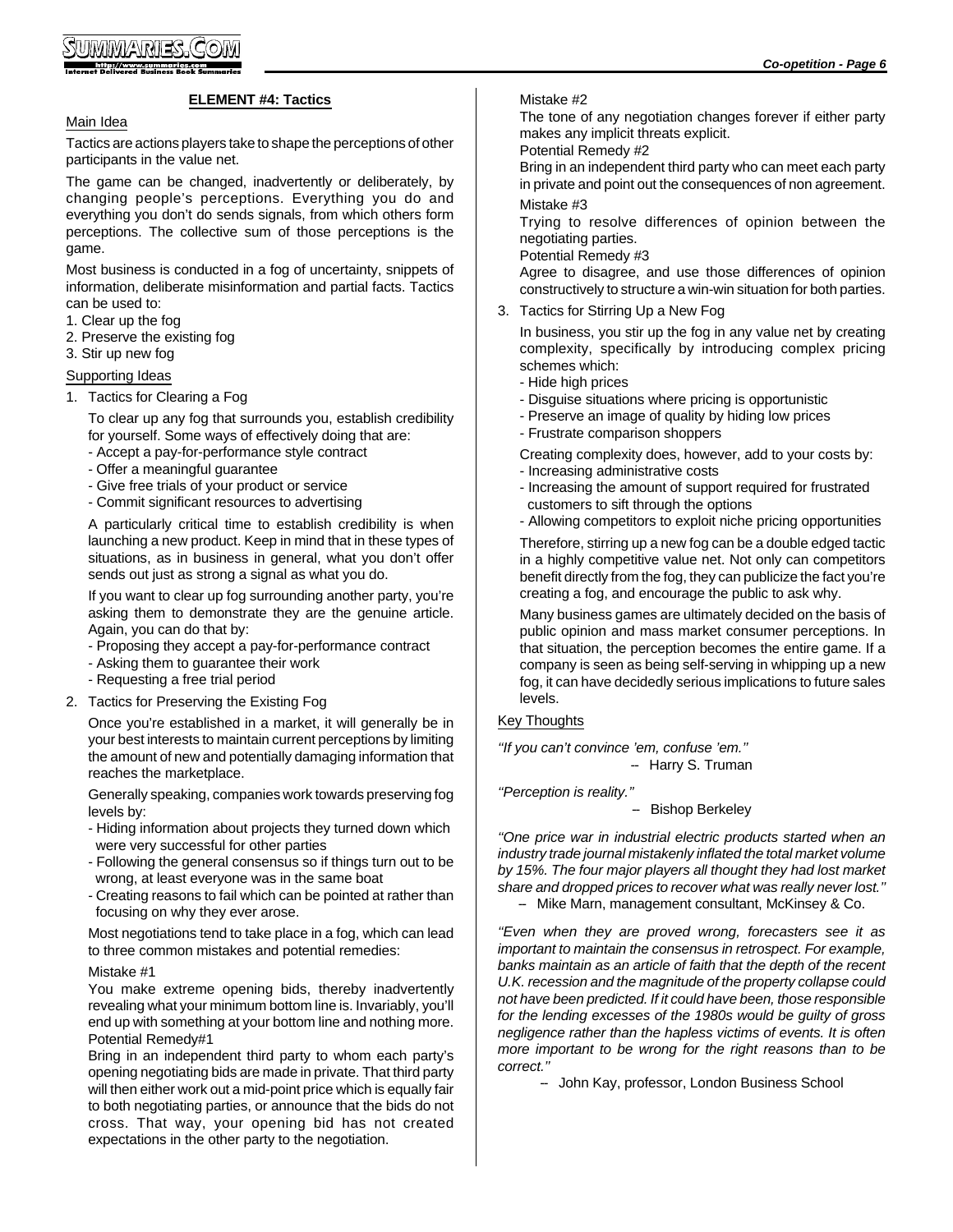## ELEMENT #4: Tactics

Main Idea

Tactics are actions players take to shape the perceptions of other participants in the value net.

The game can be changed, inadvertently or deliberately, by changing people's perceptions. Everything you do and everything you don't do sends signals, from which others form perceptions. The collective sum of those perceptions is the game.

Most business is conducted in a fog of uncertainty, snippets of information, deliberate misinformation and partial facts. Tactics can be used to:

1. Clear up the fog
2. Preserve the existing fog
3. Stir up new fog

Supporting Ideas

1. Tactics for Clearing a Fog

   To clear up any fog that surrounds you, establish credibility for yourself. Some ways of effectively doing that are:
   - Accept a pay-for-performance style contract
   - Offer a meaningful guarantee
   - Give free trials of your product or service
   - Commit significant resources to advertising

   A particularly critical time to establish credibility is when launching a new product. Keep in mind that in these types of situations, as in business in general, what you don't offer sends out just as strong a signal as what you do.

   If you want to clear up fog surrounding another party, you're asking them to demonstrate they are the genuine article. Again, you can do that by:
   - Proposing they accept a pay-for-performance contract
   - Asking them to guarantee their work
   - Requesting a free trial period

2. Tactics for Preserving the Existing Fog

   Once you're established in a market, it will generally be in your best interests to maintain current perceptions by limiting the amount of new and potentially damaging information that reaches the marketplace.

   Generally speaking, companies work towards preserving fog levels by:
   - Hiding information about projects they turned down which were very successful for other parties
   - Following the general consensus so if things turn out to be wrong, at least everyone was in the same boat
   - Creating reasons to fail which can be pointed at rather than focusing on why they ever arose.

   Most negotiations tend to take place in a fog, which can lead to three common mistakes and potential remedies:

   Mistake #1
   You make extreme opening bids, thereby inadvertently revealing what your minimum bottom line is. Invariably, you'll end up with something at your bottom line and nothing more.
   Potential Remedy#1
   Bring in an independent third party to whom each party's opening negotiating bids are made in private. That third party will then either work out a mid-point price which is equally fair to both negotiating parties, or announce that the bids do not cross. That way, your opening bid has not created expectations in the other party to the negotiation.

   Mistake #2
   The tone of any negotiation changes forever if either party makes any implicit threats explicit.
   Potential Remedy #2
   Bring in an independent third party who can meet each party in private and point out the consequences of non agreement.

   Mistake #3
   Trying to resolve differences of opinion between the negotiating parties.
   Potential Remedy #3
   Agree to disagree, and use those differences of opinion constructively to structure a win-win situation for both parties.

3. Tactics for Stirring Up a New Fog

   In business, you stir up the fog in any value net by creating complexity, specifically by introducing complex pricing schemes which:
   - Hide high prices
   - Disguise situations where pricing is opportunistic
   - Preserve an image of quality by hiding low prices
   - Frustrate comparison shoppers

   Creating complexity does, however, add to your costs by:
   - Increasing administrative costs
   - Increasing the amount of support required for frustrated customers to sift through the options
   - Allowing competitors to exploit niche pricing opportunities

   Therefore, stirring up a new fog can be a double edged tactic in a highly competitive value net. Not only can competitors benefit directly from the fog, they can publicize the fact you're creating a fog, and encourage the public to ask why.

   Many business games are ultimately decided on the basis of public opinion and mass market consumer perceptions. In that situation, the perception becomes the entire game. If a company is seen as being self-serving in whipping up a new fog, it can have decidedly serious implications to future sales levels.

Key Thoughts

*"If you can't convince 'em, confuse 'em."*
– Harry S. Truman

*"Perception is reality."*
– Bishop Berkeley

*"One price war in industrial electric products started when an industry trade journal mistakenly inflated the total market volume by 15%. The four major players all thought they had lost market share and dropped prices to recover what was really never lost."*
– Mike Marn, management consultant, McKinsey & Co.

*"Even when they are proved wrong, forecasters see it as important to maintain the consensus in retrospect. For example, banks maintain as an article of faith that the depth of the recent U.K. recession and the magnitude of the property collapse could not have been predicted. If it could have been, those responsible for the lending excesses of the 1980s would be guilty of gross negligence rather than the hapless victims of events. It is often more important to be wrong for the right reasons than to be correct."*
– John Kay, professor, London Business School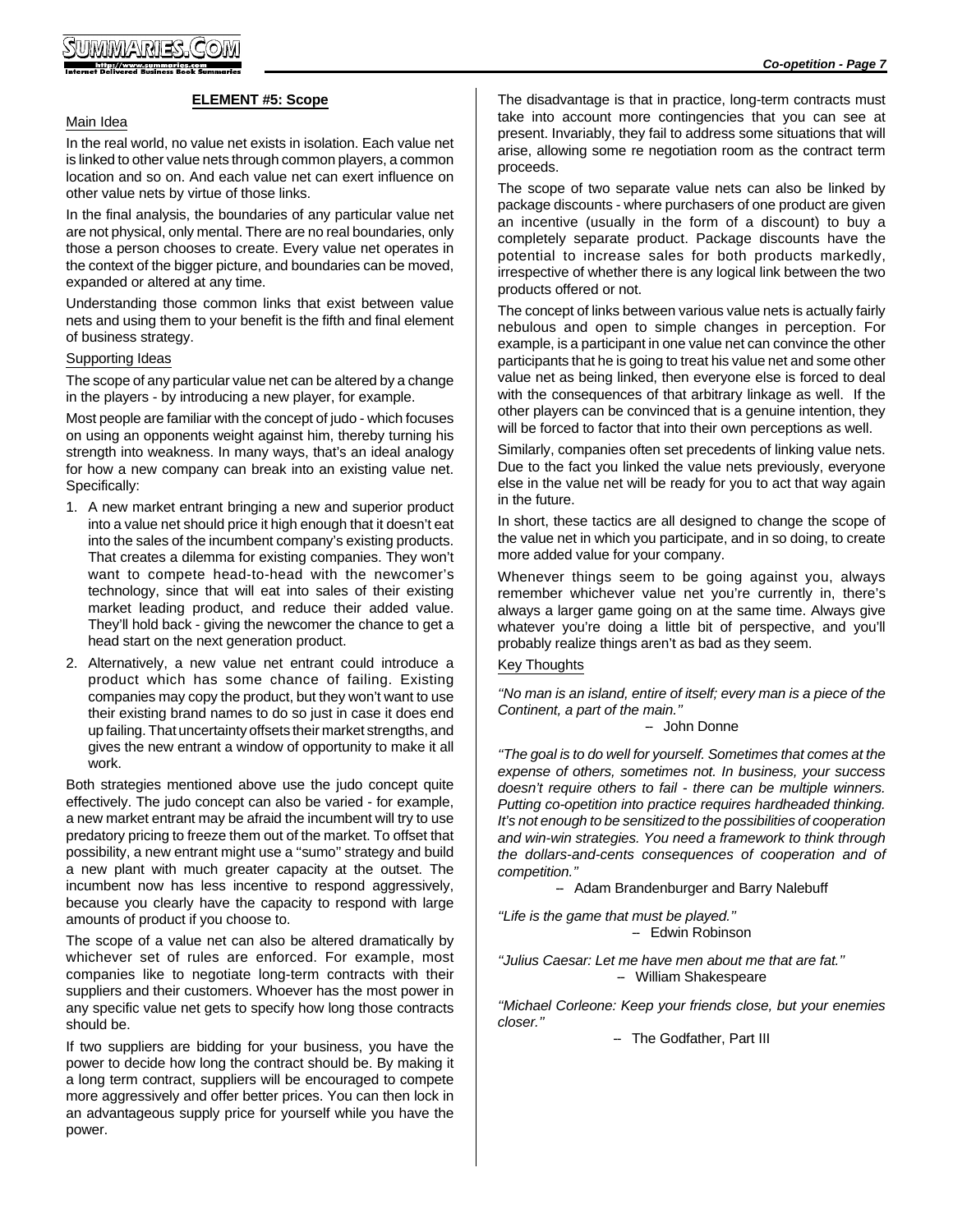## ELEMENT #5: Scope

Main Idea

In the real world, no value net exists in isolation. Each value net is linked to other value nets through common players, a common location and so on. And each value net can exert influence on other value nets by virtue of those links.

In the final analysis, the boundaries of any particular value net are not physical, only mental. There are no real boundaries, only those a person chooses to create. Every value net operates in the context of the bigger picture, and boundaries can be moved, expanded or altered at any time.

Understanding those common links that exist between value nets and using them to your benefit is the fifth and final element of business strategy.

Supporting Ideas

The scope of any particular value net can be altered by a change in the players - by introducing a new player, for example.

Most people are familiar with the concept of judo - which focuses on using an opponents weight against him, thereby turning his strength into weakness. In many ways, that's an ideal analogy for how a new company can break into an existing value net. Specifically:

1. A new market entrant bringing a new and superior product into a value net should price it high enough that it doesn't eat into the sales of the incumbent company's existing products. That creates a dilemma for existing companies. They won't want to compete head-to-head with the newcomer's technology, since that will eat into sales of their existing market leading product, and reduce their added value. They'll hold back - giving the newcomer the chance to get a head start on the next generation product.
2. Alternatively, a new value net entrant could introduce a product which has some chance of failing. Existing companies may copy the product, but they won't want to use their existing brand names to do so just in case it does end up failing. That uncertainty offsets their market strengths, and gives the new entrant a window of opportunity to make it all work.

Both strategies mentioned above use the judo concept quite effectively. The judo concept can also be varied - for example, a new market entrant may be afraid the incumbent will try to use predatory pricing to freeze them out of the market. To offset that possibility, a new entrant might use a "sumo" strategy and build a new plant with much greater capacity at the outset. The incumbent now has less incentive to respond aggressively, because you clearly have the capacity to respond with large amounts of product if you choose to.

The scope of a value net can also be altered dramatically by whichever set of rules are enforced. For example, most companies like to negotiate long-term contracts with their suppliers and their customers. Whoever has the most power in any specific value net gets to specify how long those contracts should be.

If two suppliers are bidding for your business, you have the power to decide how long the contract should be. By making it a long term contract, suppliers will be encouraged to compete more aggressively and offer better prices. You can then lock in an advantageous supply price for yourself while you have the power.

The disadvantage is that in practice, long-term contracts must take into account more contingencies that you can see at present. Invariably, they fail to address some situations that will arise, allowing some re negotiation room as the contract term proceeds.

The scope of two separate value nets can also be linked by package discounts - where purchasers of one product are given an incentive (usually in the form of a discount) to buy a completely separate product. Package discounts have the potential to increase sales for both products markedly, irrespective of whether there is any logical link between the two products offered or not.

The concept of links between various value nets is actually fairly nebulous and open to simple changes in perception. For example, is a participant in one value net can convince the other participants that he is going to treat his value net and some other value net as being linked, then everyone else is forced to deal with the consequences of that arbitrary linkage as well. If the other players can be convinced that is a genuine intention, they will be forced to factor that into their own perceptions as well.

Similarly, companies often set precedents of linking value nets. Due to the fact you linked the value nets previously, everyone else in the value net will be ready for you to act that way again in the future.

In short, these tactics are all designed to change the scope of the value net in which you participate, and in so doing, to create more added value for your company.

Whenever things seem to be going against you, always remember whichever value net you're currently in, there's always a larger game going on at the same time. Always give whatever you're doing a little bit of perspective, and you'll probably realize things aren't as bad as they seem.

Key Thoughts

*"No man is an island, entire of itself; every man is a piece of the Continent, a part of the main."*

– John Donne

*"The goal is to do well for yourself. Sometimes that comes at the expense of others, sometimes not. In business, your success doesn't require others to fail - there can be multiple winners. Putting co-opetition into practice requires hardheaded thinking. It's not enough to be sensitized to the possibilities of cooperation and win-win strategies. You need a framework to think through the dollars-and-cents consequences of cooperation and of competition."*

– Adam Brandenburger and Barry Nalebuff

*"Life is the game that must be played."*

– Edwin Robinson

*"Julius Caesar: Let me have men about me that are fat."*

– William Shakespeare

*"Michael Corleone: Keep your friends close, but your enemies closer."*

– The Godfather, Part III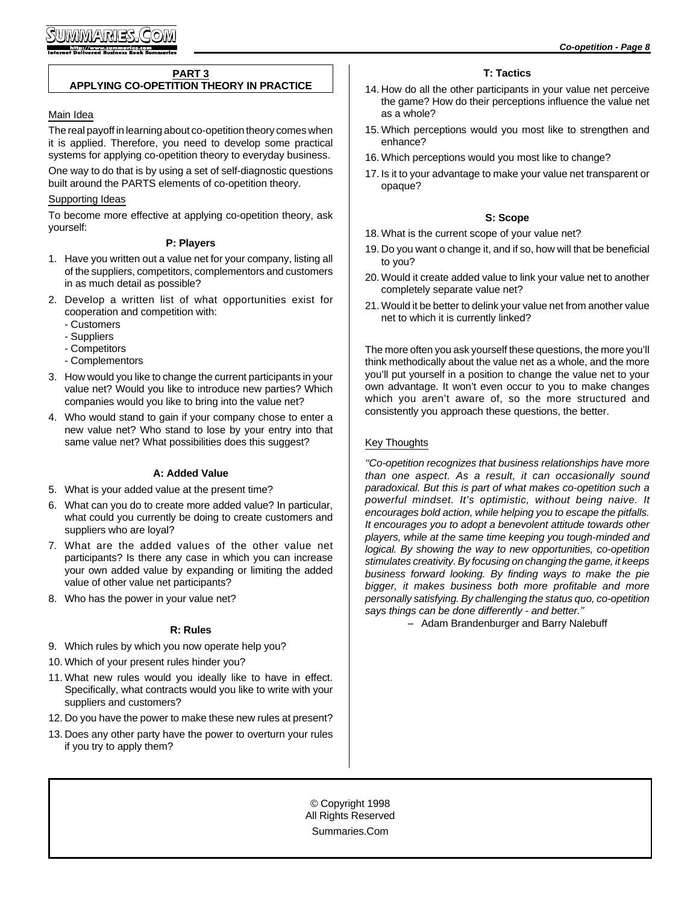## PART 3
## APPLYING CO-OPETITION THEORY IN PRACTICE

Main Idea

The real payoff in learning about co-opetition theory comes when it is applied. Therefore, you need to develop some practical systems for applying co-opetition theory to everyday business.

One way to do that is by using a set of self-diagnostic questions built around the PARTS elements of co-opetition theory.

Supporting Ideas

To become more effective at applying co-opetition theory, ask yourself:

**P: Players**

1. Have you written out a value net for your company, listing all of the suppliers, competitors, complementors and customers in as much detail as possible?
2. Develop a written list of what opportunities exist for cooperation and competition with:
   - Customers
   - Suppliers
   - Competitors
   - Complementors
3. How would you like to change the current participants in your value net? Would you like to introduce new parties? Which companies would you like to bring into the value net?
4. Who would stand to gain if your company chose to enter a new value net? Who stand to lose by your entry into that same value net? What possibilities does this suggest?

**A: Added Value**

5. What is your added value at the present time?
6. What can you do to create more added value? In particular, what could you currently be doing to create customers and suppliers who are loyal?
7. What are the added values of the other value net participants? Is there any case in which you can increase your own added value by expanding or limiting the added value of other value net participants?
8. Who has the power in your value net?

**R: Rules**

9. Which rules by which you now operate help you?
10. Which of your present rules hinder you?
11. What new rules would you ideally like to have in effect. Specifically, what contracts would you like to write with your suppliers and customers?
12. Do you have the power to make these new rules at present?
13. Does any other party have the power to overturn your rules if you try to apply them?

**T: Tactics**

14. How do all the other participants in your value net perceive the game? How do their perceptions influence the value net as a whole?
15. Which perceptions would you most like to strengthen and enhance?
16. Which perceptions would you most like to change?
17. Is it to your advantage to make your value net transparent or opaque?

**S: Scope**

18. What is the current scope of your value net?
19. Do you want o change it, and if so, how will that be beneficial to you?
20. Would it create added value to link your value net to another completely separate value net?
21. Would it be better to delink your value net from another value net to which it is currently linked?

The more often you ask yourself these questions, the more you'll think methodically about the value net as a whole, and the more you'll put yourself in a position to change the value net to your own advantage. It won't even occur to you to make changes which you aren't aware of, so the more structured and consistently you approach these questions, the better.

Key Thoughts

*"Co-opetition recognizes that business relationships have more than one aspect. As a result, it can occasionally sound paradoxical. But this is part of what makes co-opetition such a powerful mindset. It's optimistic, without being naive. It encourages bold action, while helping you to escape the pitfalls. It encourages you to adopt a benevolent attitude towards other players, while at the same time keeping you tough-minded and logical. By showing the way to new opportunities, co-opetition stimulates creativity. By focusing on changing the game, it keeps business forward looking. By finding ways to make the pie bigger, it makes business both more profitable and more personally satisfying. By challenging the status quo, co-opetition says things can be done differently - and better."*

– Adam Brandenburger and Barry Nalebuff

© Copyright 1998
All Rights Reserved
Summaries.Com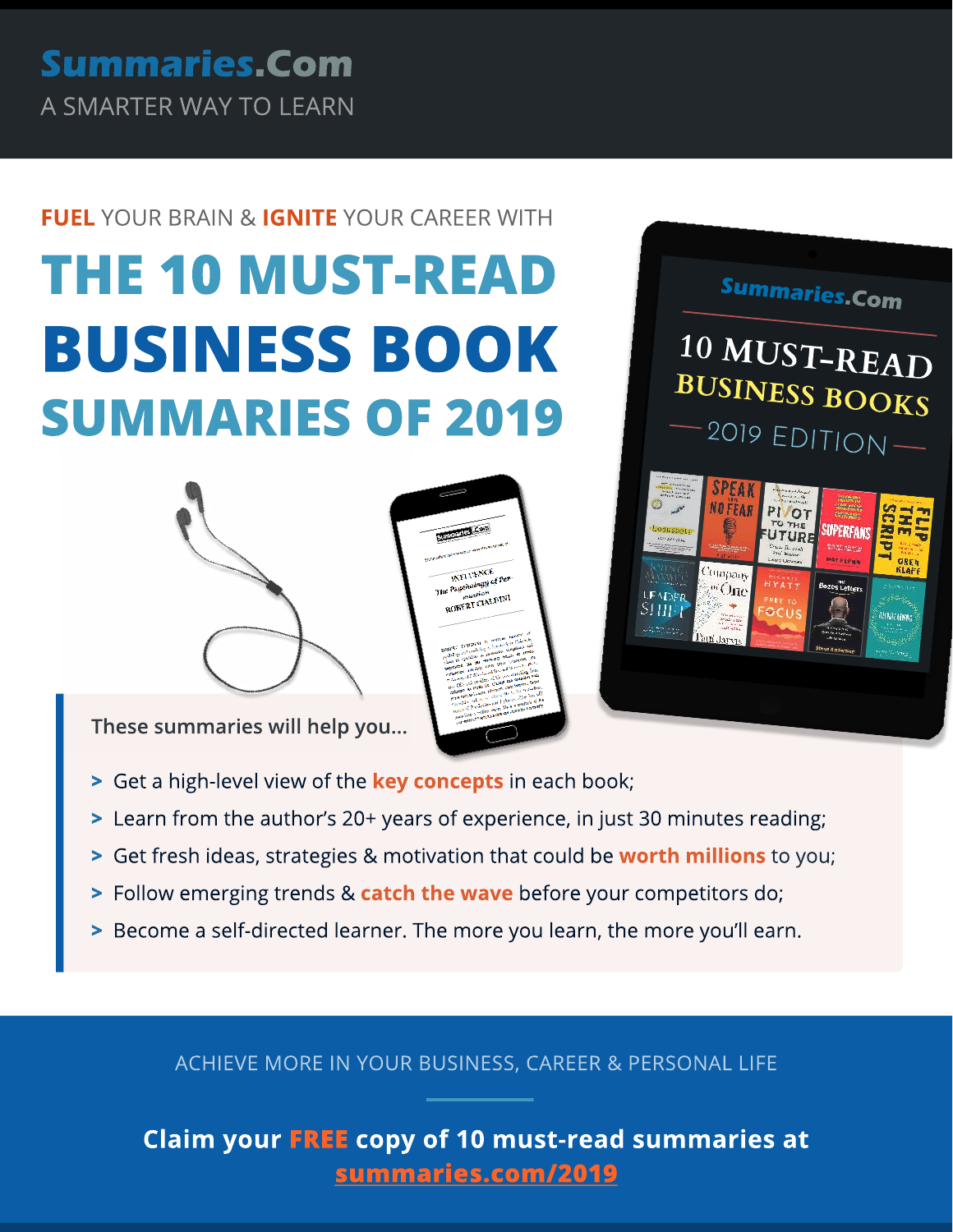# Summaries.Com

A SMARTER WAY TO LEARN

**FUEL** YOUR BRAIN & **IGNITE** YOUR CAREER WITH

# THE 10 MUST-READ BUSINESS BOOK SUMMARIES OF 2019

These summaries will help you...

- > Get a high-level view of the **key concepts** in each book;
- > Learn from the author's 20+ years of experience, in just 30 minutes reading;
- > Get fresh ideas, strategies & motivation that could be **worth millions** to you;
- > Follow emerging trends & **catch the wave** before your competitors do;
- > Become a self-directed learner. The more you learn, the more you'll earn.

ACHIEVE MORE IN YOUR BUSINESS, CAREER & PERSONAL LIFE

**Claim your FREE copy of 10 must-read summaries at summaries.com/2019**